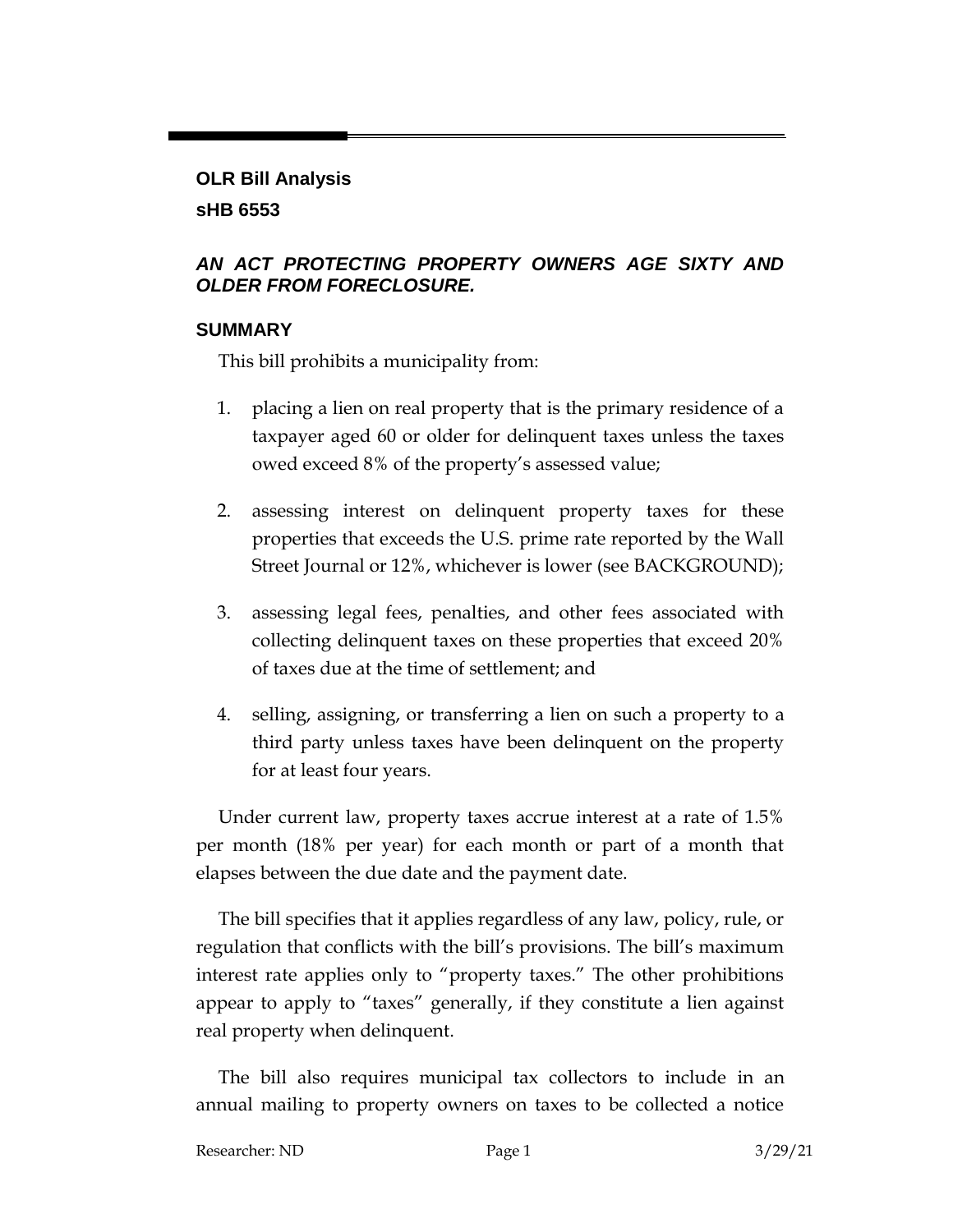**OLR Bill Analysis**

**sHB 6553**

***AN ACT PROTECTING PROPERTY OWNERS AGE SIXTY AND OLDER FROM FORECLOSURE.***

## SUMMARY

This bill prohibits a municipality from:

1. placing a lien on real property that is the primary residence of a taxpayer aged 60 or older for delinquent taxes unless the taxes owed exceed 8% of the property's assessed value;

2. assessing interest on delinquent property taxes for these properties that exceeds the U.S. prime rate reported by the Wall Street Journal or 12%, whichever is lower (see BACKGROUND);

3. assessing legal fees, penalties, and other fees associated with collecting delinquent taxes on these properties that exceed 20% of taxes due at the time of settlement; and

4. selling, assigning, or transferring a lien on such a property to a third party unless taxes have been delinquent on the property for at least four years.

Under current law, property taxes accrue interest at a rate of 1.5% per month (18% per year) for each month or part of a month that elapses between the due date and the payment date.

The bill specifies that it applies regardless of any law, policy, rule, or regulation that conflicts with the bill's provisions. The bill's maximum interest rate applies only to "property taxes." The other prohibitions appear to apply to "taxes" generally, if they constitute a lien against real property when delinquent.

The bill also requires municipal tax collectors to include in an annual mailing to property owners on taxes to be collected a notice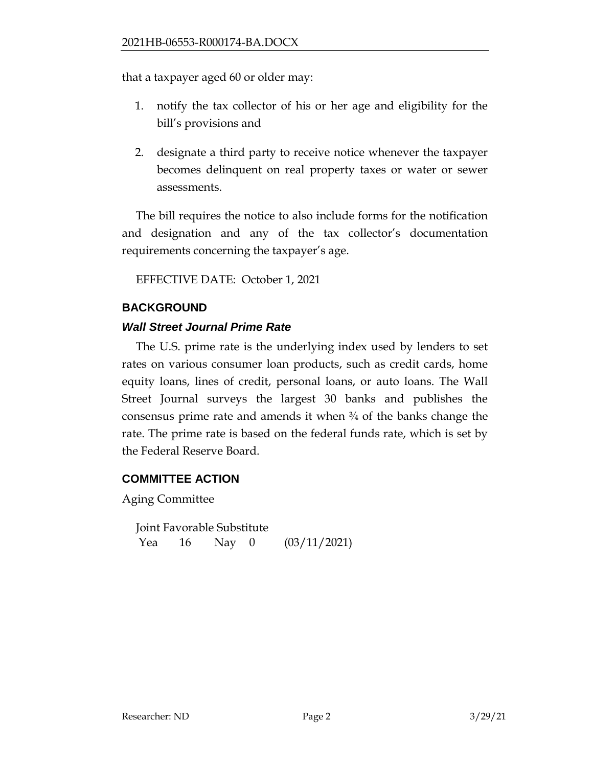that a taxpayer aged 60 or older may:

1. notify the tax collector of his or her age and eligibility for the bill's provisions and

2. designate a third party to receive notice whenever the taxpayer becomes delinquent on real property taxes or water or sewer assessments.

The bill requires the notice to also include forms for the notification and designation and any of the tax collector's documentation requirements concerning the taxpayer's age.

EFFECTIVE DATE: October 1, 2021

## BACKGROUND

### *Wall Street Journal Prime Rate*

The U.S. prime rate is the underlying index used by lenders to set rates on various consumer loan products, such as credit cards, home equity loans, lines of credit, personal loans, or auto loans. The Wall Street Journal surveys the largest 30 banks and publishes the consensus prime rate and amends it when ¾ of the banks change the rate. The prime rate is based on the federal funds rate, which is set by the Federal Reserve Board.

## COMMITTEE ACTION

Aging Committee

Joint Favorable Substitute

| | | | | |
|---|---|---|---|---|
| Yea | 16 | Nay | 0 | (03/11/2021) |